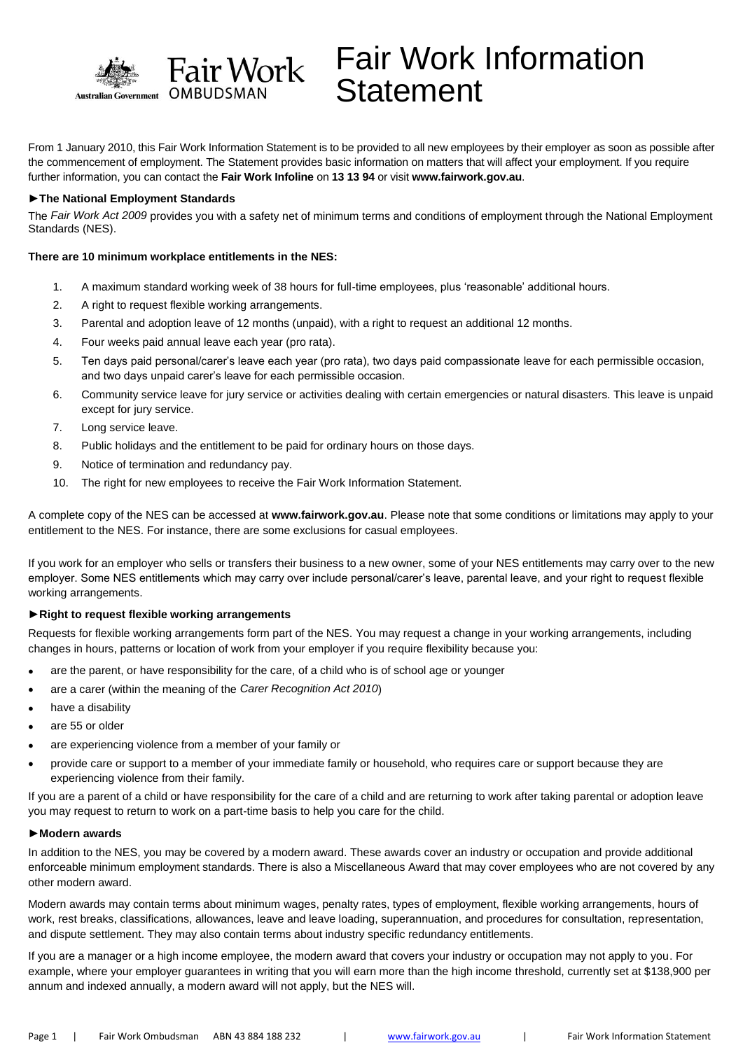# Fair Work Information Statement

From 1 January 2010, this Fair Work Information Statement is to be provided to all new employees by their employer as soon as possible after the commencement of employment. The Statement provides basic information on matters that will affect your employment. If you require further information, you can contact the **Fair Work Infoline** on **13 13 94** or visit **www.fairwork.gov.au**.

## ►The National Employment Standards

The *Fair Work Act 2009* provides you with a safety net of minimum terms and conditions of employment through the National Employment Standards (NES).

**There are 10 minimum workplace entitlements in the NES:**

1. A maximum standard working week of 38 hours for full-time employees, plus 'reasonable' additional hours.
2. A right to request flexible working arrangements.
3. Parental and adoption leave of 12 months (unpaid), with a right to request an additional 12 months.
4. Four weeks paid annual leave each year (pro rata).
5. Ten days paid personal/carer's leave each year (pro rata), two days paid compassionate leave for each permissible occasion, and two days unpaid carer's leave for each permissible occasion.
6. Community service leave for jury service or activities dealing with certain emergencies or natural disasters. This leave is unpaid except for jury service.
7. Long service leave.
8. Public holidays and the entitlement to be paid for ordinary hours on those days.
9. Notice of termination and redundancy pay.
10. The right for new employees to receive the Fair Work Information Statement.

A complete copy of the NES can be accessed at **www.fairwork.gov.au**. Please note that some conditions or limitations may apply to your entitlement to the NES. For instance, there are some exclusions for casual employees.

If you work for an employer who sells or transfers their business to a new owner, some of your NES entitlements may carry over to the new employer. Some NES entitlements which may carry over include personal/carer's leave, parental leave, and your right to request flexible working arrangements.

## ►Right to request flexible working arrangements

Requests for flexible working arrangements form part of the NES. You may request a change in your working arrangements, including changes in hours, patterns or location of work from your employer if you require flexibility because you:

- are the parent, or have responsibility for the care, of a child who is of school age or younger
- are a carer (within the meaning of the *Carer Recognition Act 2010*)
- have a disability
- are 55 or older
- are experiencing violence from a member of your family or
- provide care or support to a member of your immediate family or household, who requires care or support because they are experiencing violence from their family.

If you are a parent of a child or have responsibility for the care of a child and are returning to work after taking parental or adoption leave you may request to return to work on a part-time basis to help you care for the child.

## ►Modern awards

In addition to the NES, you may be covered by a modern award. These awards cover an industry or occupation and provide additional enforceable minimum employment standards. There is also a Miscellaneous Award that may cover employees who are not covered by any other modern award.

Modern awards may contain terms about minimum wages, penalty rates, types of employment, flexible working arrangements, hours of work, rest breaks, classifications, allowances, leave and leave loading, superannuation, and procedures for consultation, representation, and dispute settlement. They may also contain terms about industry specific redundancy entitlements.

If you are a manager or a high income employee, the modern award that covers your industry or occupation may not apply to you. For example, where your employer guarantees in writing that you will earn more than the high income threshold, currently set at $138,900 per annum and indexed annually, a modern award will not apply, but the NES will.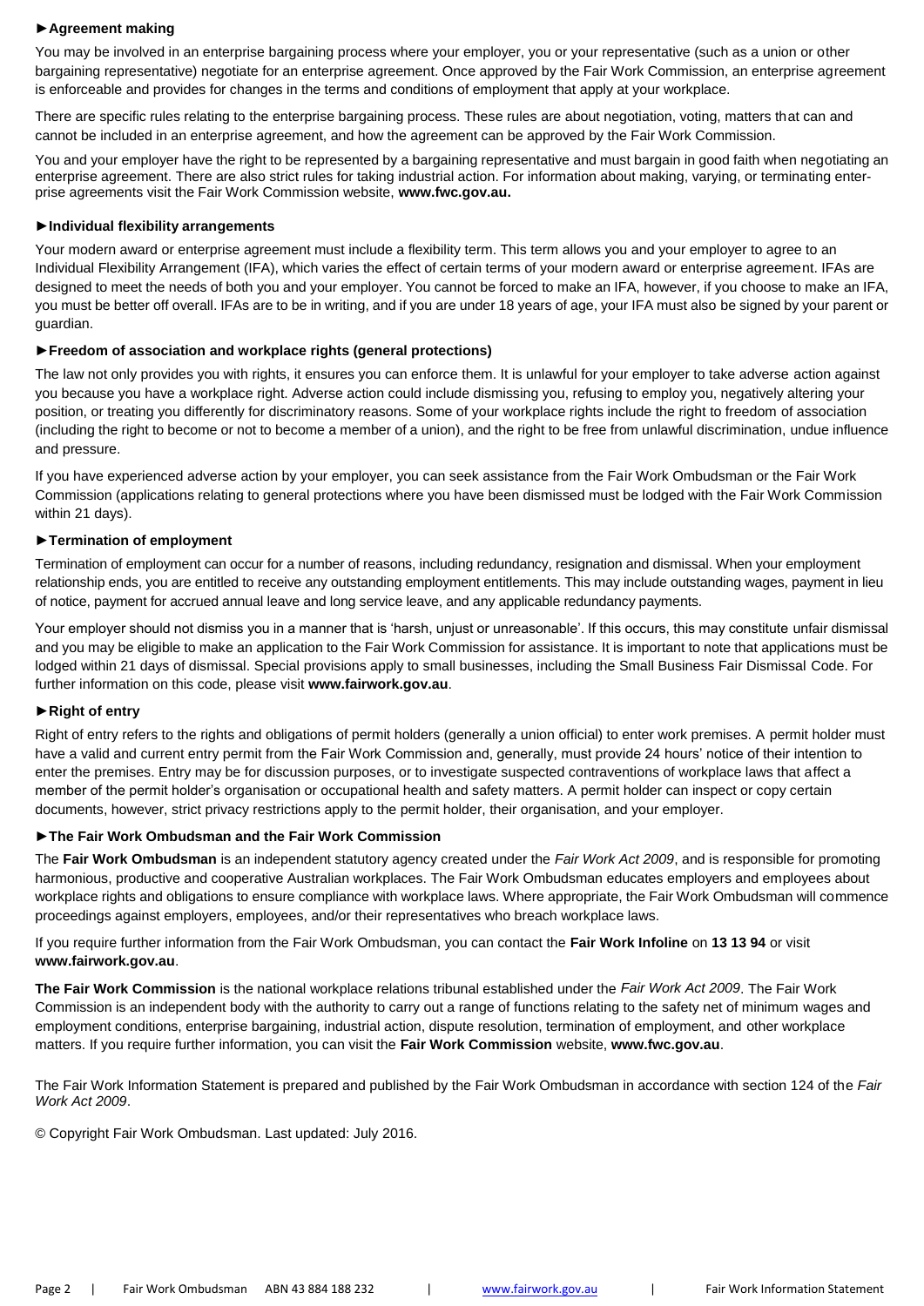### ►Agreement making

You may be involved in an enterprise bargaining process where your employer, you or your representative (such as a union or other bargaining representative) negotiate for an enterprise agreement. Once approved by the Fair Work Commission, an enterprise agreement is enforceable and provides for changes in the terms and conditions of employment that apply at your workplace.

There are specific rules relating to the enterprise bargaining process. These rules are about negotiation, voting, matters that can and cannot be included in an enterprise agreement, and how the agreement can be approved by the Fair Work Commission.

You and your employer have the right to be represented by a bargaining representative and must bargain in good faith when negotiating an enterprise agreement. There are also strict rules for taking industrial action. For information about making, varying, or terminating enterprise agreements visit the Fair Work Commission website, **www.fwc.gov.au.**

### ►Individual flexibility arrangements

Your modern award or enterprise agreement must include a flexibility term. This term allows you and your employer to agree to an Individual Flexibility Arrangement (IFA), which varies the effect of certain terms of your modern award or enterprise agreement. IFAs are designed to meet the needs of both you and your employer. You cannot be forced to make an IFA, however, if you choose to make an IFA, you must be better off overall. IFAs are to be in writing, and if you are under 18 years of age, your IFA must also be signed by your parent or guardian.

### ►Freedom of association and workplace rights (general protections)

The law not only provides you with rights, it ensures you can enforce them. It is unlawful for your employer to take adverse action against you because you have a workplace right. Adverse action could include dismissing you, refusing to employ you, negatively altering your position, or treating you differently for discriminatory reasons. Some of your workplace rights include the right to freedom of association (including the right to become or not to become a member of a union), and the right to be free from unlawful discrimination, undue influence and pressure.

If you have experienced adverse action by your employer, you can seek assistance from the Fair Work Ombudsman or the Fair Work Commission (applications relating to general protections where you have been dismissed must be lodged with the Fair Work Commission within 21 days).

### ►Termination of employment

Termination of employment can occur for a number of reasons, including redundancy, resignation and dismissal. When your employment relationship ends, you are entitled to receive any outstanding employment entitlements. This may include outstanding wages, payment in lieu of notice, payment for accrued annual leave and long service leave, and any applicable redundancy payments.

Your employer should not dismiss you in a manner that is 'harsh, unjust or unreasonable'. If this occurs, this may constitute unfair dismissal and you may be eligible to make an application to the Fair Work Commission for assistance. It is important to note that applications must be lodged within 21 days of dismissal. Special provisions apply to small businesses, including the Small Business Fair Dismissal Code. For further information on this code, please visit **www.fairwork.gov.au**.

### ►Right of entry

Right of entry refers to the rights and obligations of permit holders (generally a union official) to enter work premises. A permit holder must have a valid and current entry permit from the Fair Work Commission and, generally, must provide 24 hours' notice of their intention to enter the premises. Entry may be for discussion purposes, or to investigate suspected contraventions of workplace laws that affect a member of the permit holder's organisation or occupational health and safety matters. A permit holder can inspect or copy certain documents, however, strict privacy restrictions apply to the permit holder, their organisation, and your employer.

### ►The Fair Work Ombudsman and the Fair Work Commission

The **Fair Work Ombudsman** is an independent statutory agency created under the *Fair Work Act 2009*, and is responsible for promoting harmonious, productive and cooperative Australian workplaces. The Fair Work Ombudsman educates employers and employees about workplace rights and obligations to ensure compliance with workplace laws. Where appropriate, the Fair Work Ombudsman will commence proceedings against employers, employees, and/or their representatives who breach workplace laws.

If you require further information from the Fair Work Ombudsman, you can contact the **Fair Work Infoline** on **13 13 94** or visit **www.fairwork.gov.au**.

**The Fair Work Commission** is the national workplace relations tribunal established under the *Fair Work Act 2009*. The Fair Work Commission is an independent body with the authority to carry out a range of functions relating to the safety net of minimum wages and employment conditions, enterprise bargaining, industrial action, dispute resolution, termination of employment, and other workplace matters. If you require further information, you can visit the **Fair Work Commission** website, **www.fwc.gov.au**.

The Fair Work Information Statement is prepared and published by the Fair Work Ombudsman in accordance with section 124 of the *Fair Work Act 2009*.

© Copyright Fair Work Ombudsman. Last updated: July 2016.